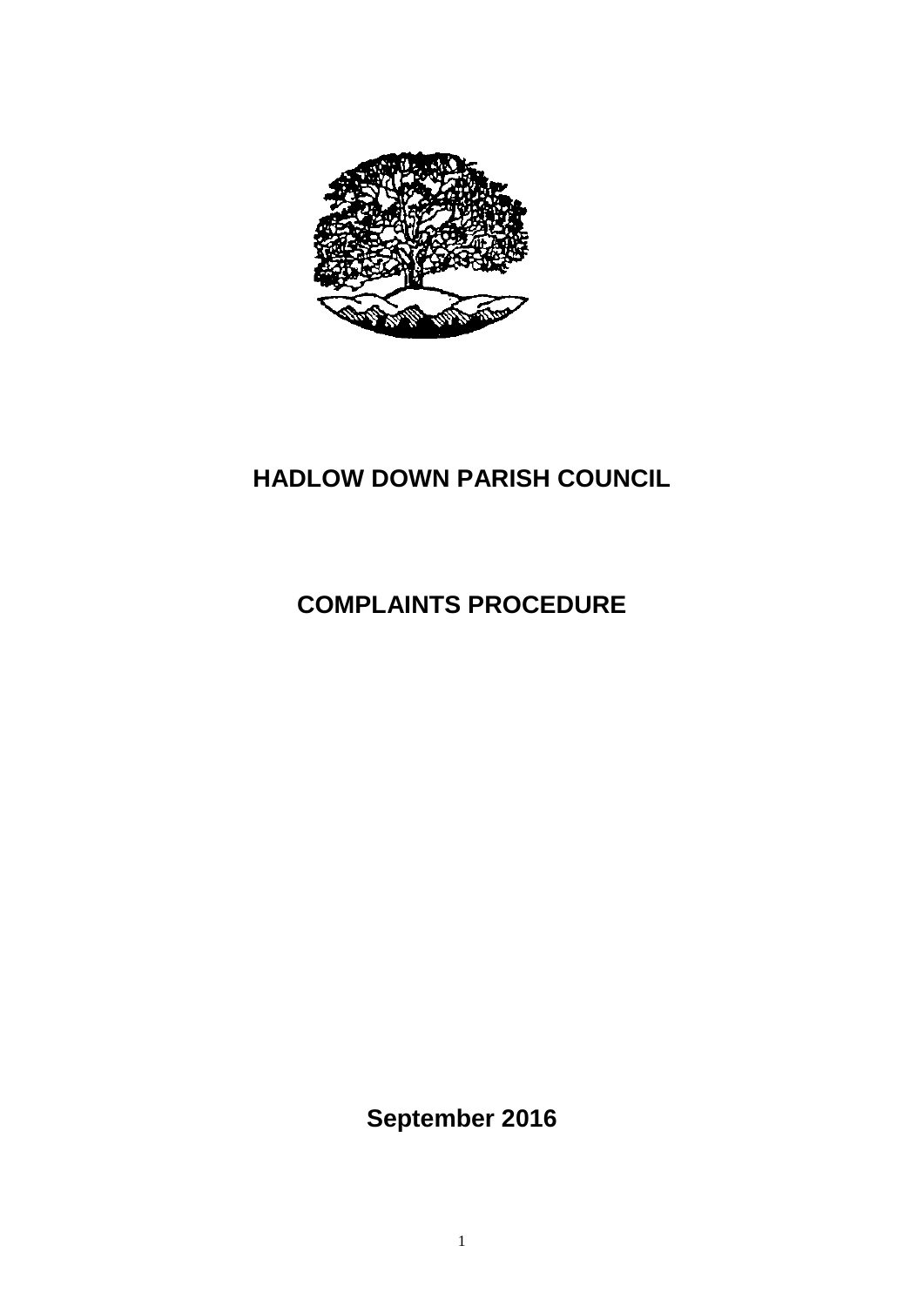# HADLOW DOWN PARISH COUNCIL

## COMPLAINTS PROCEDURE

**September 2016**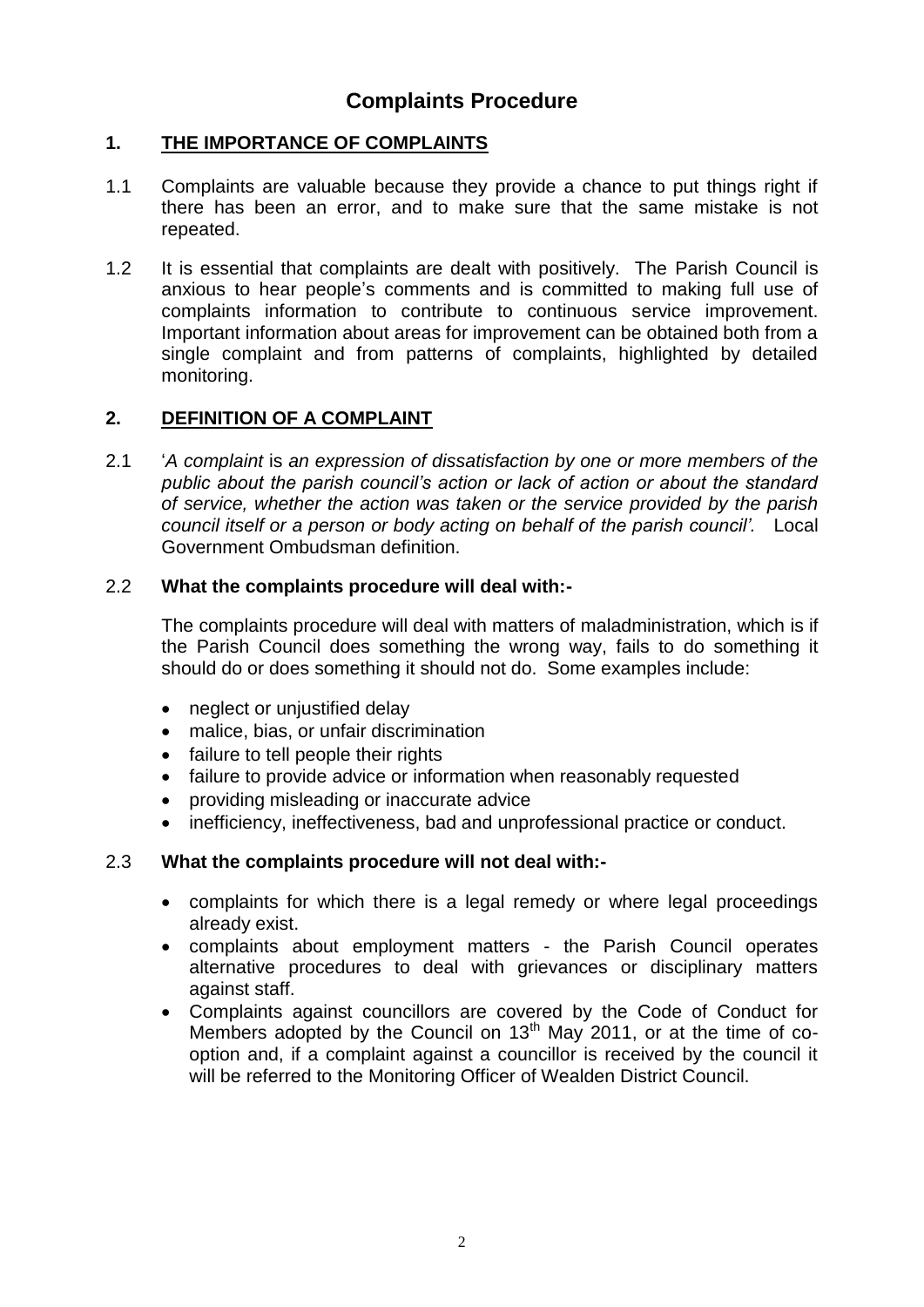# Complaints Procedure

## 1. THE IMPORTANCE OF COMPLAINTS

1.1 Complaints are valuable because they provide a chance to put things right if there has been an error, and to make sure that the same mistake is not repeated.

1.2 It is essential that complaints are dealt with positively. The Parish Council is anxious to hear people's comments and is committed to making full use of complaints information to contribute to continuous service improvement. Important information about areas for improvement can be obtained both from a single complaint and from patterns of complaints, highlighted by detailed monitoring.

## 2. DEFINITION OF A COMPLAINT

2.1 '*A complaint* is *an expression of dissatisfaction by one or more members of the public about the parish council's action or lack of action or about the standard of service, whether the action was taken or the service provided by the parish council itself or a person or body acting on behalf of the parish council'.* Local Government Ombudsman definition.

2.2 **What the complaints procedure will deal with:-**

The complaints procedure will deal with matters of maladministration, which is if the Parish Council does something the wrong way, fails to do something it should do or does something it should not do. Some examples include:

- neglect or unjustified delay
- malice, bias, or unfair discrimination
- failure to tell people their rights
- failure to provide advice or information when reasonably requested
- providing misleading or inaccurate advice
- inefficiency, ineffectiveness, bad and unprofessional practice or conduct.

2.3 **What the complaints procedure will not deal with:-**

- complaints for which there is a legal remedy or where legal proceedings already exist.
- complaints about employment matters - the Parish Council operates alternative procedures to deal with grievances or disciplinary matters against staff.
- Complaints against councillors are covered by the Code of Conduct for Members adopted by the Council on 13th May 2011, or at the time of co-option and, if a complaint against a councillor is received by the council it will be referred to the Monitoring Officer of Wealden District Council.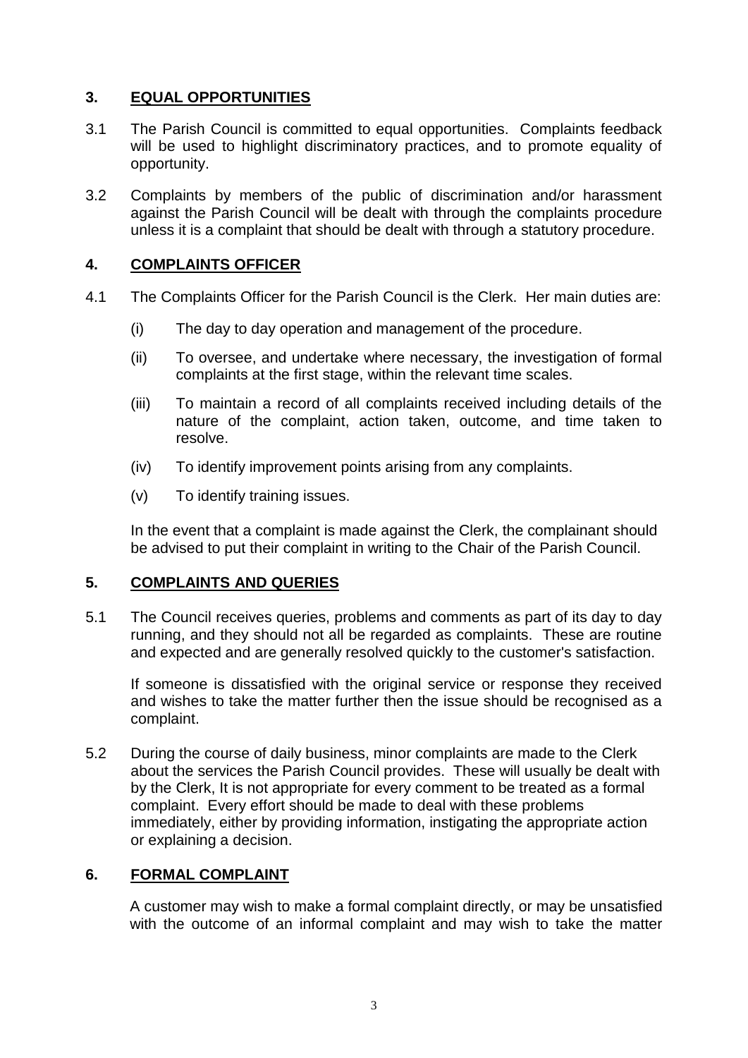## 3. EQUAL OPPORTUNITIES

3.1 The Parish Council is committed to equal opportunities. Complaints feedback will be used to highlight discriminatory practices, and to promote equality of opportunity.

3.2 Complaints by members of the public of discrimination and/or harassment against the Parish Council will be dealt with through the complaints procedure unless it is a complaint that should be dealt with through a statutory procedure.

## 4. COMPLAINTS OFFICER

4.1 The Complaints Officer for the Parish Council is the Clerk. Her main duties are:

- (i) The day to day operation and management of the procedure.
- (ii) To oversee, and undertake where necessary, the investigation of formal complaints at the first stage, within the relevant time scales.
- (iii) To maintain a record of all complaints received including details of the nature of the complaint, action taken, outcome, and time taken to resolve.
- (iv) To identify improvement points arising from any complaints.
- (v) To identify training issues.

In the event that a complaint is made against the Clerk, the complainant should be advised to put their complaint in writing to the Chair of the Parish Council.

## 5. COMPLAINTS AND QUERIES

5.1 The Council receives queries, problems and comments as part of its day to day running, and they should not all be regarded as complaints. These are routine and expected and are generally resolved quickly to the customer's satisfaction.

If someone is dissatisfied with the original service or response they received and wishes to take the matter further then the issue should be recognised as a complaint.

5.2 During the course of daily business, minor complaints are made to the Clerk about the services the Parish Council provides. These will usually be dealt with by the Clerk, It is not appropriate for every comment to be treated as a formal complaint. Every effort should be made to deal with these problems immediately, either by providing information, instigating the appropriate action or explaining a decision.

## 6. FORMAL COMPLAINT

A customer may wish to make a formal complaint directly, or may be unsatisfied with the outcome of an informal complaint and may wish to take the matter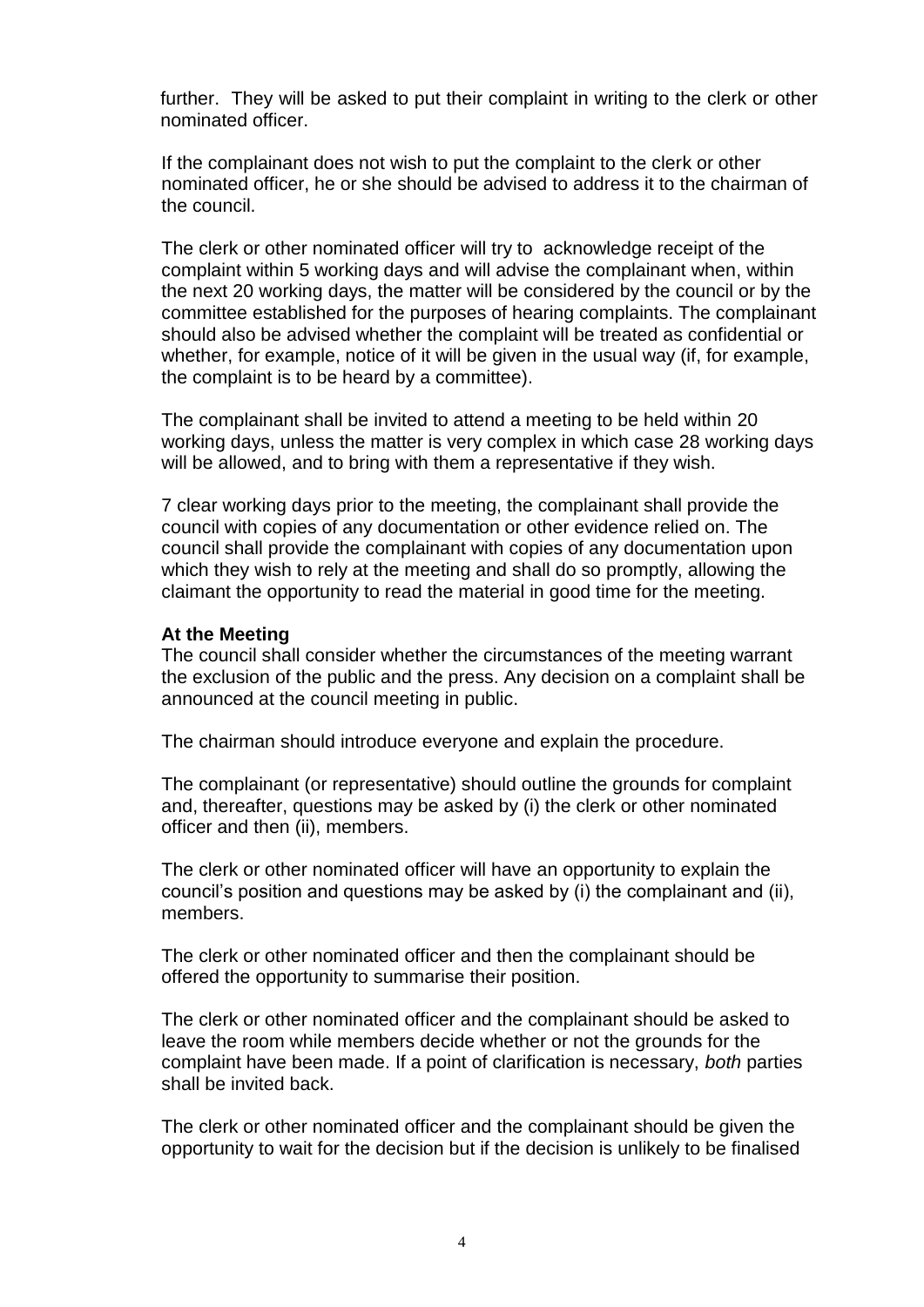further. They will be asked to put their complaint in writing to the clerk or other nominated officer.

If the complainant does not wish to put the complaint to the clerk or other nominated officer, he or she should be advised to address it to the chairman of the council.

The clerk or other nominated officer will try to acknowledge receipt of the complaint within 5 working days and will advise the complainant when, within the next 20 working days, the matter will be considered by the council or by the committee established for the purposes of hearing complaints. The complainant should also be advised whether the complaint will be treated as confidential or whether, for example, notice of it will be given in the usual way (if, for example, the complaint is to be heard by a committee).

The complainant shall be invited to attend a meeting to be held within 20 working days, unless the matter is very complex in which case 28 working days will be allowed, and to bring with them a representative if they wish.

7 clear working days prior to the meeting, the complainant shall provide the council with copies of any documentation or other evidence relied on. The council shall provide the complainant with copies of any documentation upon which they wish to rely at the meeting and shall do so promptly, allowing the claimant the opportunity to read the material in good time for the meeting.

**At the Meeting**

The council shall consider whether the circumstances of the meeting warrant the exclusion of the public and the press. Any decision on a complaint shall be announced at the council meeting in public.

The chairman should introduce everyone and explain the procedure.

The complainant (or representative) should outline the grounds for complaint and, thereafter, questions may be asked by (i) the clerk or other nominated officer and then (ii), members.

The clerk or other nominated officer will have an opportunity to explain the council's position and questions may be asked by (i) the complainant and (ii), members.

The clerk or other nominated officer and then the complainant should be offered the opportunity to summarise their position.

The clerk or other nominated officer and the complainant should be asked to leave the room while members decide whether or not the grounds for the complaint have been made. If a point of clarification is necessary, *both* parties shall be invited back.

The clerk or other nominated officer and the complainant should be given the opportunity to wait for the decision but if the decision is unlikely to be finalised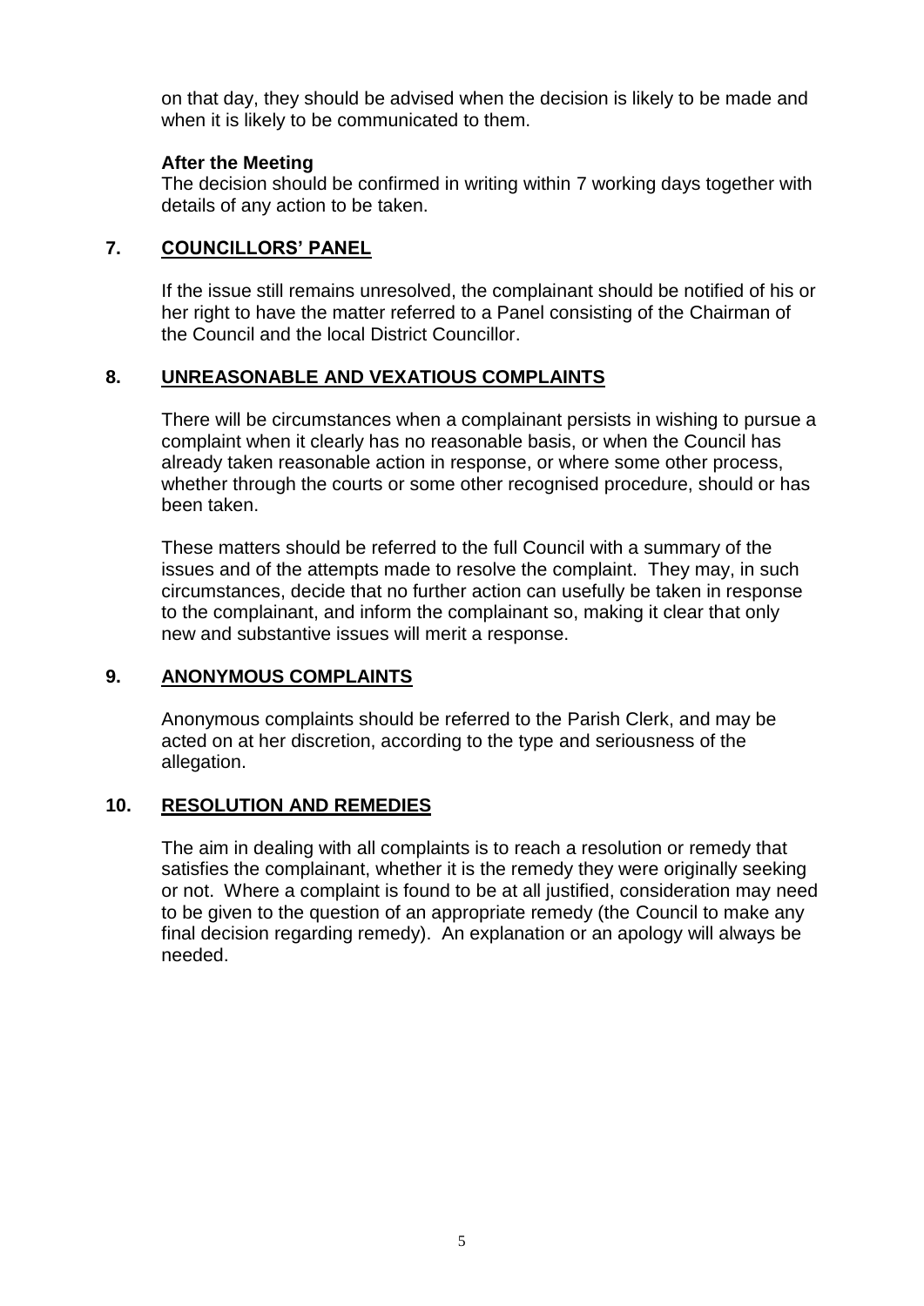on that day, they should be advised when the decision is likely to be made and when it is likely to be communicated to them.

**After the Meeting**

The decision should be confirmed in writing within 7 working days together with details of any action to be taken.

## 7. COUNCILLORS' PANEL

If the issue still remains unresolved, the complainant should be notified of his or her right to have the matter referred to a Panel consisting of the Chairman of the Council and the local District Councillor.

## 8. UNREASONABLE AND VEXATIOUS COMPLAINTS

There will be circumstances when a complainant persists in wishing to pursue a complaint when it clearly has no reasonable basis, or when the Council has already taken reasonable action in response, or where some other process, whether through the courts or some other recognised procedure, should or has been taken.

These matters should be referred to the full Council with a summary of the issues and of the attempts made to resolve the complaint. They may, in such circumstances, decide that no further action can usefully be taken in response to the complainant, and inform the complainant so, making it clear that only new and substantive issues will merit a response.

## 9. ANONYMOUS COMPLAINTS

Anonymous complaints should be referred to the Parish Clerk, and may be acted on at her discretion, according to the type and seriousness of the allegation.

## 10. RESOLUTION AND REMEDIES

The aim in dealing with all complaints is to reach a resolution or remedy that satisfies the complainant, whether it is the remedy they were originally seeking or not. Where a complaint is found to be at all justified, consideration may need to be given to the question of an appropriate remedy (the Council to make any final decision regarding remedy). An explanation or an apology will always be needed.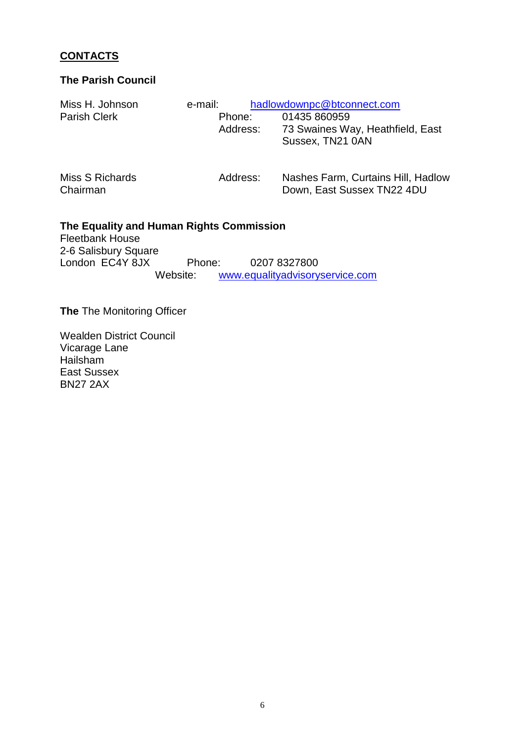## CONTACTS

### The Parish Council

Miss H. Johnson
Parish Clerk

e-mail: hadlowdownpc@btconnect.com
Phone: 01435 860959
Address: 73 Swaines Way, Heathfield, East Sussex, TN21 0AN

Miss S Richards
Chairman

Address: Nashes Farm, Curtains Hill, Hadlow Down, East Sussex TN22 4DU

### The Equality and Human Rights Commission

Fleetbank House
2-6 Salisbury Square
London EC4Y 8JX

Phone: 0207 8327800
Website: www.equalityadvisoryservice.com

**The** The Monitoring Officer

Wealden District Council
Vicarage Lane
Hailsham
East Sussex
BN27 2AX